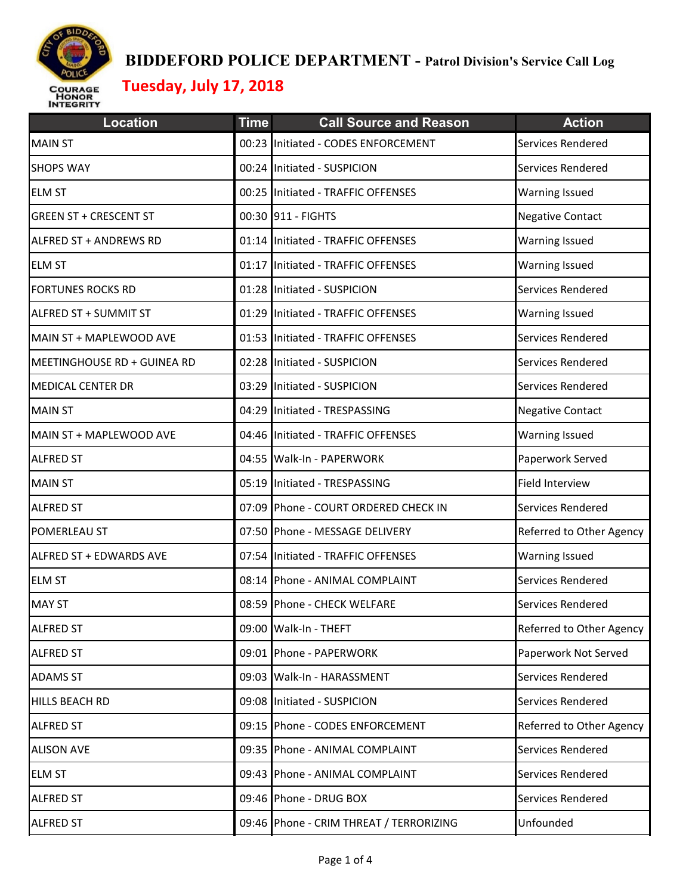# BIDDEFORD POLICE DEPARTMENT - Patrol Division's Service Call Log

## Tuesday, July 17, 2018

| Location | Time | Call Source and Reason | Action |
|---|---|---|---|
| MAIN ST | 00:23 | Initiated - CODES ENFORCEMENT | Services Rendered |
| SHOPS WAY | 00:24 | Initiated - SUSPICION | Services Rendered |
| ELM ST | 00:25 | Initiated - TRAFFIC OFFENSES | Warning Issued |
| GREEN ST + CRESCENT ST | 00:30 | 911 - FIGHTS | Negative Contact |
| ALFRED ST + ANDREWS RD | 01:14 | Initiated - TRAFFIC OFFENSES | Warning Issued |
| ELM ST | 01:17 | Initiated - TRAFFIC OFFENSES | Warning Issued |
| FORTUNES ROCKS RD | 01:28 | Initiated - SUSPICION | Services Rendered |
| ALFRED ST + SUMMIT ST | 01:29 | Initiated - TRAFFIC OFFENSES | Warning Issued |
| MAIN ST + MAPLEWOOD AVE | 01:53 | Initiated - TRAFFIC OFFENSES | Services Rendered |
| MEETINGHOUSE RD + GUINEA RD | 02:28 | Initiated - SUSPICION | Services Rendered |
| MEDICAL CENTER DR | 03:29 | Initiated - SUSPICION | Services Rendered |
| MAIN ST | 04:29 | Initiated - TRESPASSING | Negative Contact |
| MAIN ST + MAPLEWOOD AVE | 04:46 | Initiated - TRAFFIC OFFENSES | Warning Issued |
| ALFRED ST | 04:55 | Walk-In - PAPERWORK | Paperwork Served |
| MAIN ST | 05:19 | Initiated - TRESPASSING | Field Interview |
| ALFRED ST | 07:09 | Phone - COURT ORDERED CHECK IN | Services Rendered |
| POMERLEAU ST | 07:50 | Phone - MESSAGE DELIVERY | Referred to Other Agency |
| ALFRED ST + EDWARDS AVE | 07:54 | Initiated - TRAFFIC OFFENSES | Warning Issued |
| ELM ST | 08:14 | Phone - ANIMAL COMPLAINT | Services Rendered |
| MAY ST | 08:59 | Phone - CHECK WELFARE | Services Rendered |
| ALFRED ST | 09:00 | Walk-In - THEFT | Referred to Other Agency |
| ALFRED ST | 09:01 | Phone - PAPERWORK | Paperwork Not Served |
| ADAMS ST | 09:03 | Walk-In - HARASSMENT | Services Rendered |
| HILLS BEACH RD | 09:08 | Initiated - SUSPICION | Services Rendered |
| ALFRED ST | 09:15 | Phone - CODES ENFORCEMENT | Referred to Other Agency |
| ALISON AVE | 09:35 | Phone - ANIMAL COMPLAINT | Services Rendered |
| ELM ST | 09:43 | Phone - ANIMAL COMPLAINT | Services Rendered |
| ALFRED ST | 09:46 | Phone - DRUG BOX | Services Rendered |
| ALFRED ST | 09:46 | Phone - CRIM THREAT / TERRORIZING | Unfounded |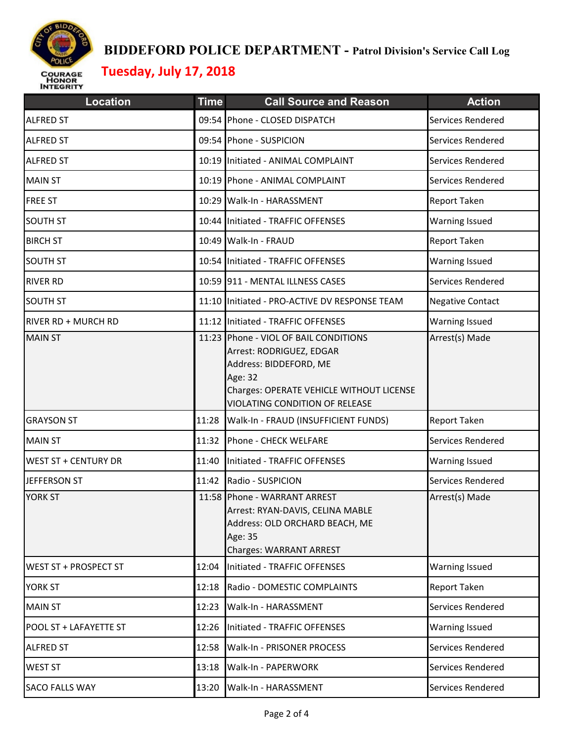# BIDDEFORD POLICE DEPARTMENT - Patrol Division's Service Call Log

## Tuesday, July 17, 2018

| Location | Time | Call Source and Reason | Action |
|---|---|---|---|
| ALFRED ST | 09:54 | Phone - CLOSED DISPATCH | Services Rendered |
| ALFRED ST | 09:54 | Phone - SUSPICION | Services Rendered |
| ALFRED ST | 10:19 | Initiated - ANIMAL COMPLAINT | Services Rendered |
| MAIN ST | 10:19 | Phone - ANIMAL COMPLAINT | Services Rendered |
| FREE ST | 10:29 | Walk-In - HARASSMENT | Report Taken |
| SOUTH ST | 10:44 | Initiated - TRAFFIC OFFENSES | Warning Issued |
| BIRCH ST | 10:49 | Walk-In - FRAUD | Report Taken |
| SOUTH ST | 10:54 | Initiated - TRAFFIC OFFENSES | Warning Issued |
| RIVER RD | 10:59 | 911 - MENTAL ILLNESS CASES | Services Rendered |
| SOUTH ST | 11:10 | Initiated - PRO-ACTIVE DV RESPONSE TEAM | Negative Contact |
| RIVER RD + MURCH RD | 11:12 | Initiated - TRAFFIC OFFENSES | Warning Issued |
| MAIN ST | 11:23 | Phone - VIOL OF BAIL CONDITIONS<br>Arrest: RODRIGUEZ, EDGAR<br>Address: BIDDEFORD, ME<br>Age: 32<br>Charges: OPERATE VEHICLE WITHOUT LICENSE<br>VIOLATING CONDITION OF RELEASE | Arrest(s) Made |
| GRAYSON ST | 11:28 | Walk-In - FRAUD (INSUFFICIENT FUNDS) | Report Taken |
| MAIN ST | 11:32 | Phone - CHECK WELFARE | Services Rendered |
| WEST ST + CENTURY DR | 11:40 | Initiated - TRAFFIC OFFENSES | Warning Issued |
| JEFFERSON ST | 11:42 | Radio - SUSPICION | Services Rendered |
| YORK ST | 11:58 | Phone - WARRANT ARREST<br>Arrest: RYAN-DAVIS, CELINA MABLE<br>Address: OLD ORCHARD BEACH, ME<br>Age: 35<br>Charges: WARRANT ARREST | Arrest(s) Made |
| WEST ST + PROSPECT ST | 12:04 | Initiated - TRAFFIC OFFENSES | Warning Issued |
| YORK ST | 12:18 | Radio - DOMESTIC COMPLAINTS | Report Taken |
| MAIN ST | 12:23 | Walk-In - HARASSMENT | Services Rendered |
| POOL ST + LAFAYETTE ST | 12:26 | Initiated - TRAFFIC OFFENSES | Warning Issued |
| ALFRED ST | 12:58 | Walk-In - PRISONER PROCESS | Services Rendered |
| WEST ST | 13:18 | Walk-In - PAPERWORK | Services Rendered |
| SACO FALLS WAY | 13:20 | Walk-In - HARASSMENT | Services Rendered |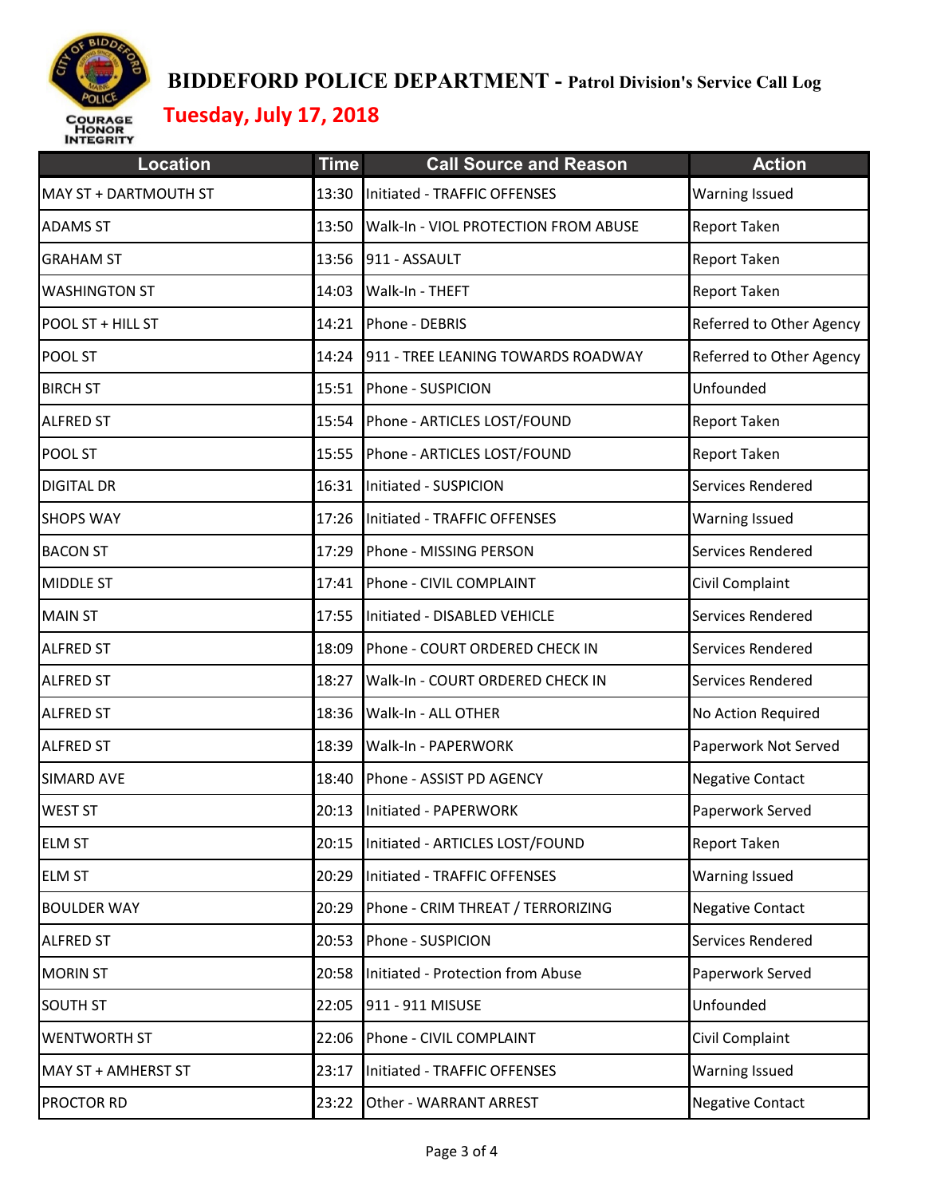# BIDDEFORD POLICE DEPARTMENT - Patrol Division's Service Call Log

## Tuesday, July 17, 2018

| Location | Time | Call Source and Reason | Action |
|---|---|---|---|
| MAY ST + DARTMOUTH ST | 13:30 | Initiated - TRAFFIC OFFENSES | Warning Issued |
| ADAMS ST | 13:50 | Walk-In - VIOL PROTECTION FROM ABUSE | Report Taken |
| GRAHAM ST | 13:56 | 911 - ASSAULT | Report Taken |
| WASHINGTON ST | 14:03 | Walk-In - THEFT | Report Taken |
| POOL ST + HILL ST | 14:21 | Phone - DEBRIS | Referred to Other Agency |
| POOL ST | 14:24 | 911 - TREE LEANING TOWARDS ROADWAY | Referred to Other Agency |
| BIRCH ST | 15:51 | Phone - SUSPICION | Unfounded |
| ALFRED ST | 15:54 | Phone - ARTICLES LOST/FOUND | Report Taken |
| POOL ST | 15:55 | Phone - ARTICLES LOST/FOUND | Report Taken |
| DIGITAL DR | 16:31 | Initiated - SUSPICION | Services Rendered |
| SHOPS WAY | 17:26 | Initiated - TRAFFIC OFFENSES | Warning Issued |
| BACON ST | 17:29 | Phone - MISSING PERSON | Services Rendered |
| MIDDLE ST | 17:41 | Phone - CIVIL COMPLAINT | Civil Complaint |
| MAIN ST | 17:55 | Initiated - DISABLED VEHICLE | Services Rendered |
| ALFRED ST | 18:09 | Phone - COURT ORDERED CHECK IN | Services Rendered |
| ALFRED ST | 18:27 | Walk-In - COURT ORDERED CHECK IN | Services Rendered |
| ALFRED ST | 18:36 | Walk-In - ALL OTHER | No Action Required |
| ALFRED ST | 18:39 | Walk-In - PAPERWORK | Paperwork Not Served |
| SIMARD AVE | 18:40 | Phone - ASSIST PD AGENCY | Negative Contact |
| WEST ST | 20:13 | Initiated - PAPERWORK | Paperwork Served |
| ELM ST | 20:15 | Initiated - ARTICLES LOST/FOUND | Report Taken |
| ELM ST | 20:29 | Initiated - TRAFFIC OFFENSES | Warning Issued |
| BOULDER WAY | 20:29 | Phone - CRIM THREAT / TERRORIZING | Negative Contact |
| ALFRED ST | 20:53 | Phone - SUSPICION | Services Rendered |
| MORIN ST | 20:58 | Initiated - Protection from Abuse | Paperwork Served |
| SOUTH ST | 22:05 | 911 - 911 MISUSE | Unfounded |
| WENTWORTH ST | 22:06 | Phone - CIVIL COMPLAINT | Civil Complaint |
| MAY ST + AMHERST ST | 23:17 | Initiated - TRAFFIC OFFENSES | Warning Issued |
| PROCTOR RD | 23:22 | Other - WARRANT ARREST | Negative Contact |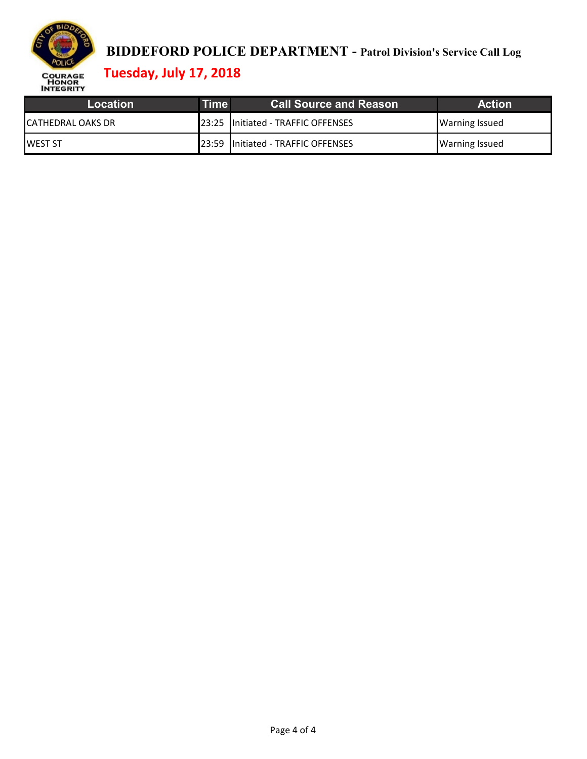# BIDDEFORD POLICE DEPARTMENT - Patrol Division's Service Call Log

## Tuesday, July 17, 2018

| Location | Time | Call Source and Reason | Action |
|---|---|---|---|
| CATHEDRAL OAKS DR | 23:25 | Initiated - TRAFFIC OFFENSES | Warning Issued |
| WEST ST | 23:59 | Initiated - TRAFFIC OFFENSES | Warning Issued |